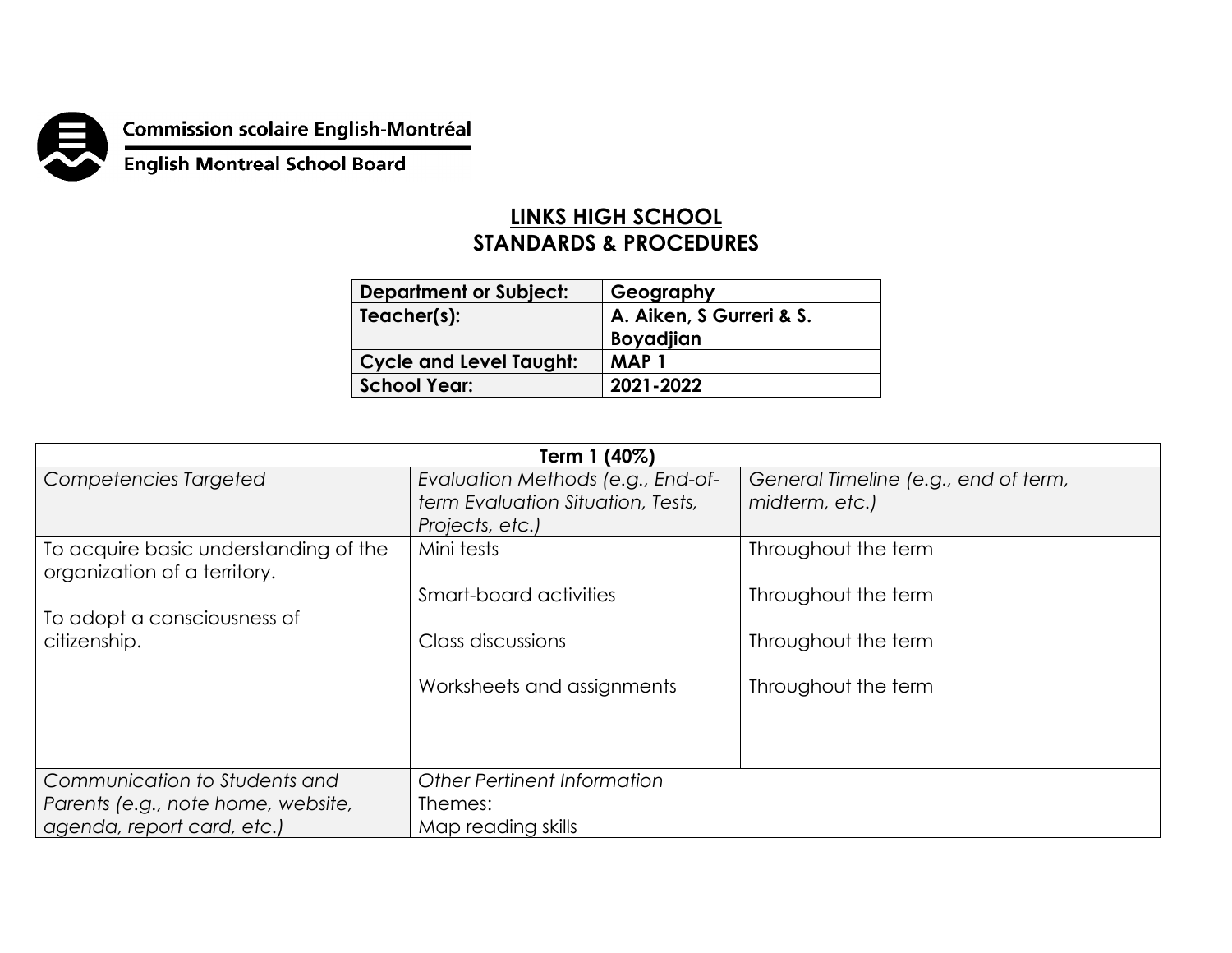Commission scolaire English-Montréal

English Montreal School Board

# LINKS HIGH SCHOOL
## STANDARDS & PROCEDURES

| **Department or Subject:** | **Geography** |
|---|---|
| **Teacher(s):** | **A. Aiken, S Gurreri & S. Boyadjian** |
| **Cycle and Level Taught:** | **MAP 1** |
| **School Year:** | **2021-2022** |

| **Term 1 (40%)** | | |
|---|---|---|
| *Competencies Targeted* | *Evaluation Methods (e.g., End-of-term Evaluation Situation, Tests, Projects, etc.)* | *General Timeline (e.g., end of term, midterm, etc.)* |
| To acquire basic understanding of the organization of a territory.<br><br>To adopt a consciousness of citizenship. | Mini tests<br><br>Smart-board activities<br><br>Class discussions<br><br>Worksheets and assignments | Throughout the term<br><br>Throughout the term<br><br>Throughout the term<br><br>Throughout the term |
| *Communication to Students and Parents (e.g., note home, website, agenda, report card, etc.)* | <u>*Other Pertinent Information*</u><br>Themes:<br>Map reading skills | |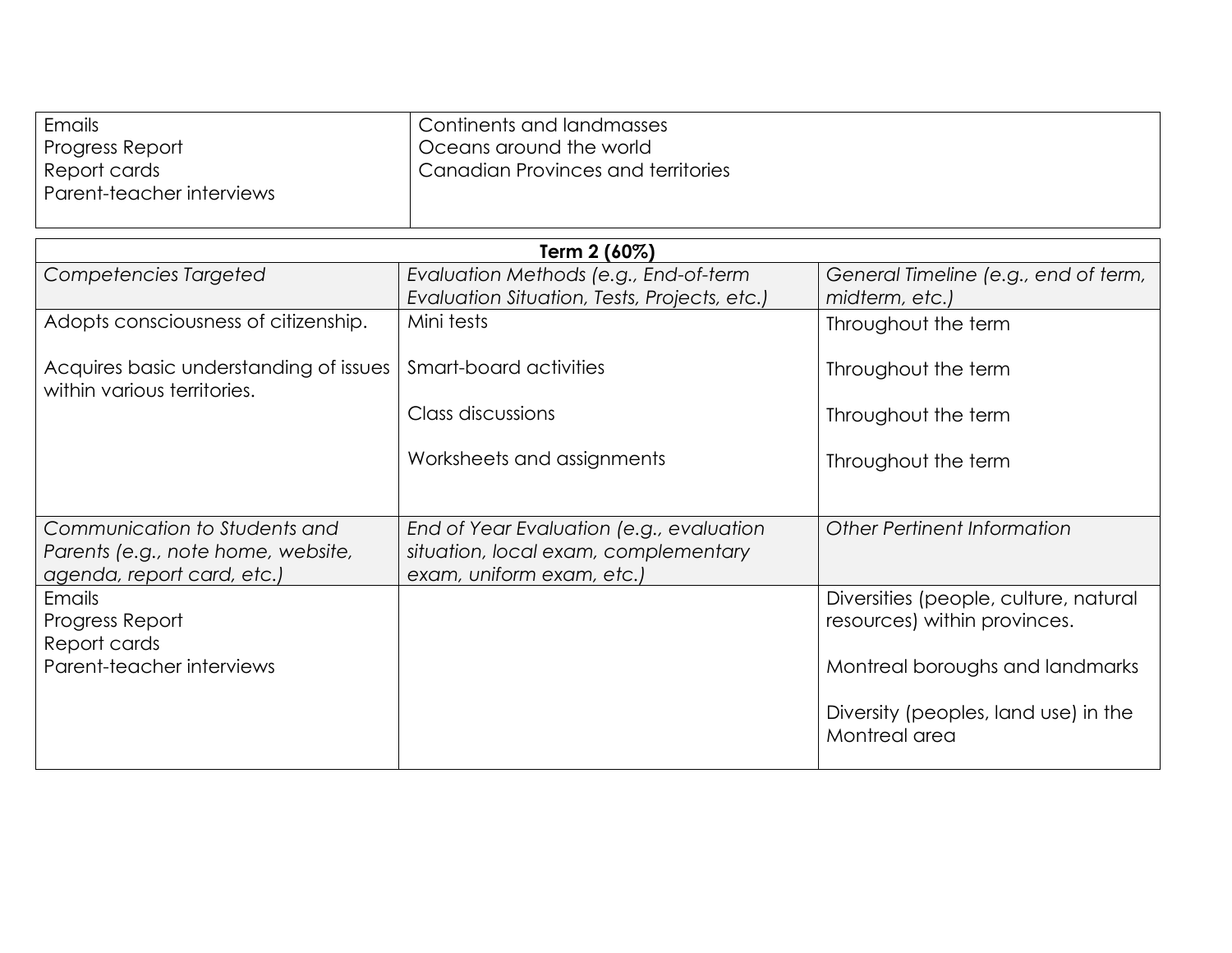| | |
|---|---|
| Emails<br>Progress Report<br>Report cards<br>Parent-teacher interviews | Continents and landmasses<br>Oceans around the world<br>Canadian Provinces and territories |

| **Term 2 (60%)** | | |
|---|---|---|
| *Competencies Targeted* | *Evaluation Methods (e.g., End-of-term Evaluation Situation, Tests, Projects, etc.)* | *General Timeline (e.g., end of term, midterm, etc.)* |
| Adopts consciousness of citizenship.<br><br>Acquires basic understanding of issues within various territories. | Mini tests<br><br>Smart-board activities<br><br>Class discussions<br><br>Worksheets and assignments | Throughout the term<br><br>Throughout the term<br><br>Throughout the term<br><br>Throughout the term |
| *Communication to Students and Parents (e.g., note home, website, agenda, report card, etc.)* | *End of Year Evaluation (e.g., evaluation situation, local exam, complementary exam, uniform exam, etc.)* | *Other Pertinent Information* |
| Emails<br>Progress Report<br>Report cards<br>Parent-teacher interviews | | Diversities (people, culture, natural resources) within provinces.<br><br>Montreal boroughs and landmarks<br><br>Diversity (peoples, land use) in the Montreal area |